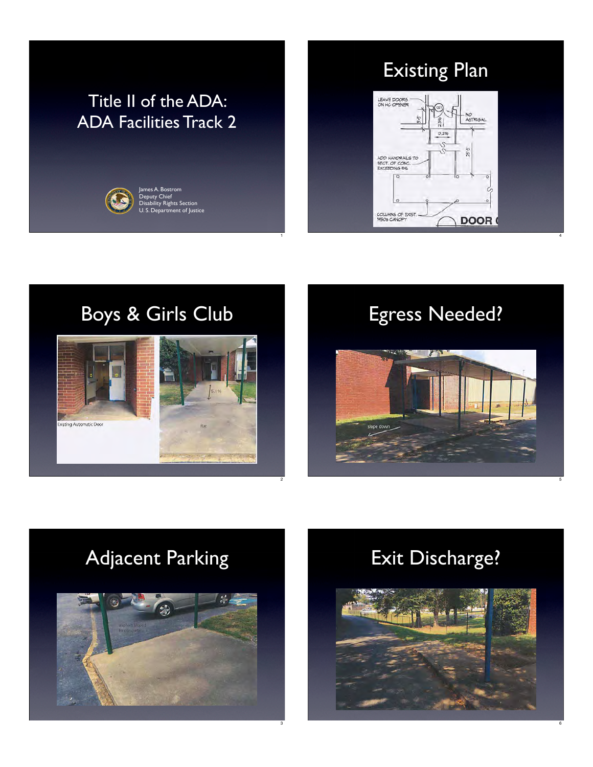# Title II of the ADA: ADA Facilities Track 2

James A. Bostrom
Deputy Chief
Disability Rights Section
U. S. Department of Justice

## Boys & Girls Club

Existing Automatic Door

5.1%

flat

## Adjacent Parking

asphalt sloped to concrete

## Existing Plan

LEAVE DOORS ON HC OPENER

NO ASTRIGAL

ADD HANDRAILS TO SECT. OF CONC. EXCEEDING 5%

COLUMNS OF EXIST. 1950s CANOPY

DOOR

## Egress Needed?

slope down

## Exit Discharge?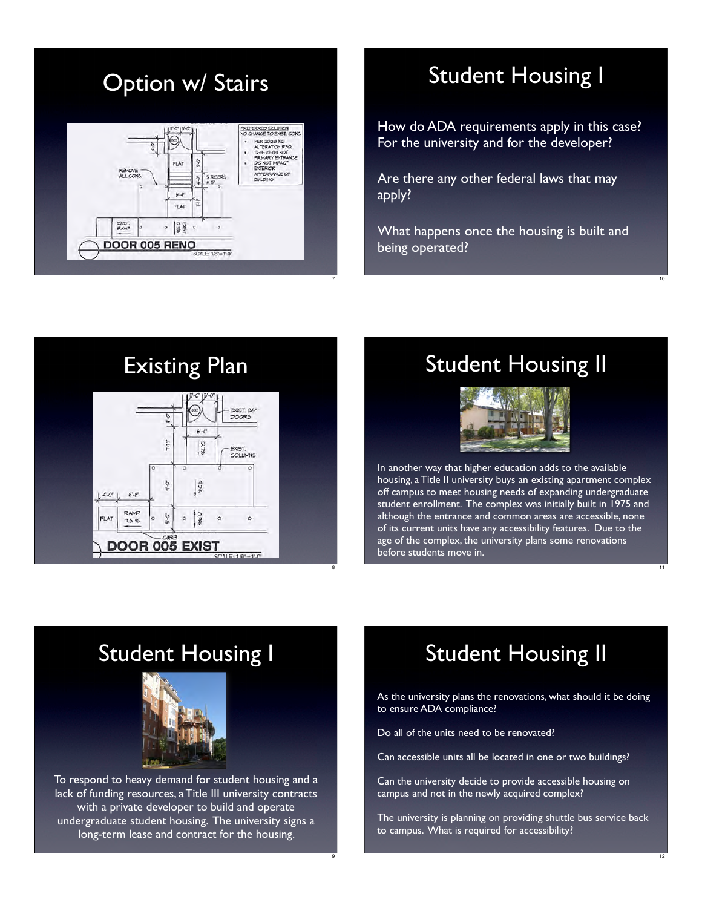# Option w/ Stairs

PREFERRED SOLUTION
NO CHANGE TO EXIST. CONC.
- PER 2023 NO ALTERATION REQ. 12-9-70-03 NOT PRIMARY ENTRANCE
- DO NOT IMPACT EXTERIOR APPEARANCE OF BUILDING

REMOVE ALL CONC.

5 RISERS @ 5"

DOOR 005 RENO

SCALE: 1/8"=1'-0"

# Existing Plan

EXIST. 36" DOORS

EXIST. COLUMNS

RAMP 7.6 %

CURB

DOOR 005 EXIST

SCALE: 1/8"=1'-0"

# Student Housing I

To respond to heavy demand for student housing and a lack of funding resources, a Title III university contracts with a private developer to build and operate undergraduate student housing. The university signs a long-term lease and contract for the housing.

# Student Housing I

How do ADA requirements apply in this case? For the university and for the developer?

Are there any other federal laws that may apply?

What happens once the housing is built and being operated?

# Student Housing II

In another way that higher education adds to the available housing, a Title II university buys an existing apartment complex off campus to meet housing needs of expanding undergraduate student enrollment. The complex was initially built in 1975 and although the entrance and common areas are accessible, none of its current units have any accessibility features. Due to the age of the complex, the university plans some renovations before students move in.

# Student Housing II

As the university plans the renovations, what should it be doing to ensure ADA compliance?

Do all of the units need to be renovated?

Can accessible units all be located in one or two buildings?

Can the university decide to provide accessible housing on campus and not in the newly acquired complex?

The university is planning on providing shuttle bus service back to campus. What is required for accessibility?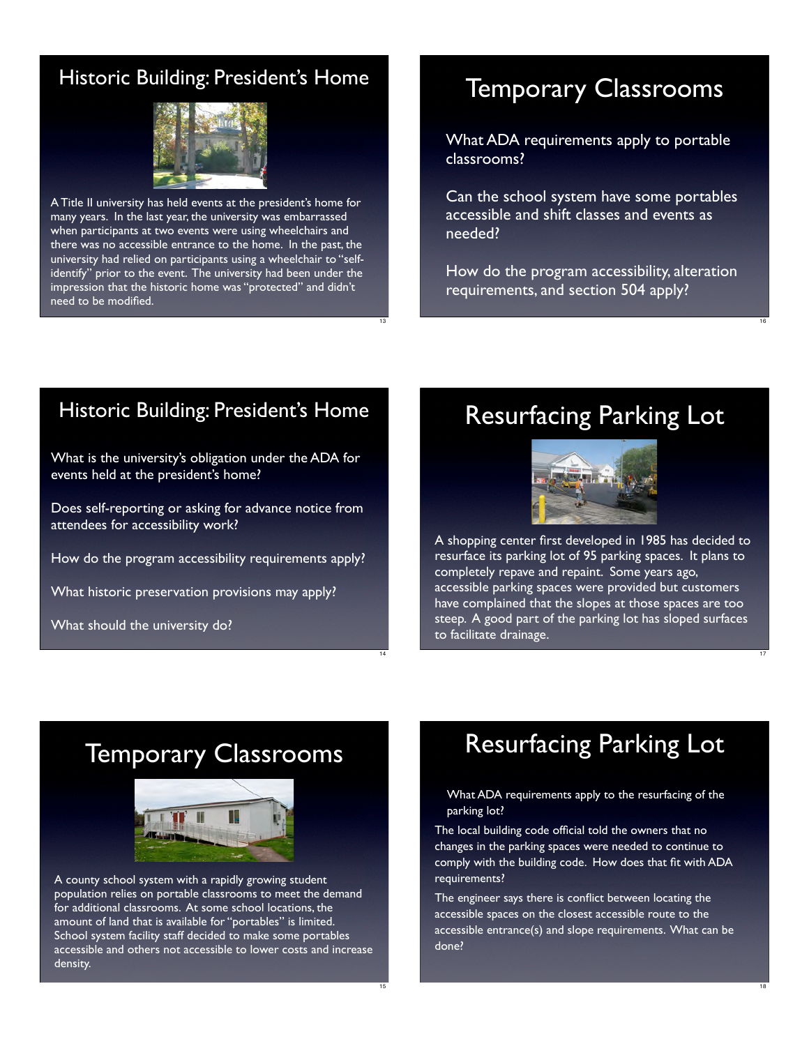## Historic Building: President's Home

A Title II university has held events at the president's home for many years. In the last year, the university was embarrassed when participants at two events were using wheelchairs and there was no accessible entrance to the home. In the past, the university had relied on participants using a wheelchair to "self-identify" prior to the event. The university had been under the impression that the historic home was "protected" and didn't need to be modified.

## Historic Building: President's Home

What is the university's obligation under the ADA for events held at the president's home?

Does self-reporting or asking for advance notice from attendees for accessibility work?

How do the program accessibility requirements apply?

What historic preservation provisions may apply?

What should the university do?

## Temporary Classrooms

A county school system with a rapidly growing student population relies on portable classrooms to meet the demand for additional classrooms. At some school locations, the amount of land that is available for "portables" is limited. School system facility staff decided to make some portables accessible and others not accessible to lower costs and increase density.

## Temporary Classrooms

What ADA requirements apply to portable classrooms?

Can the school system have some portables accessible and shift classes and events as needed?

How do the program accessibility, alteration requirements, and section 504 apply?

## Resurfacing Parking Lot

A shopping center first developed in 1985 has decided to resurface its parking lot of 95 parking spaces. It plans to completely repave and repaint. Some years ago, accessible parking spaces were provided but customers have complained that the slopes at those spaces are too steep. A good part of the parking lot has sloped surfaces to facilitate drainage.

## Resurfacing Parking Lot

What ADA requirements apply to the resurfacing of the parking lot?

The local building code official told the owners that no changes in the parking spaces were needed to continue to comply with the building code. How does that fit with ADA requirements?

The engineer says there is conflict between locating the accessible spaces on the closest accessible route to the accessible entrance(s) and slope requirements. What can be done?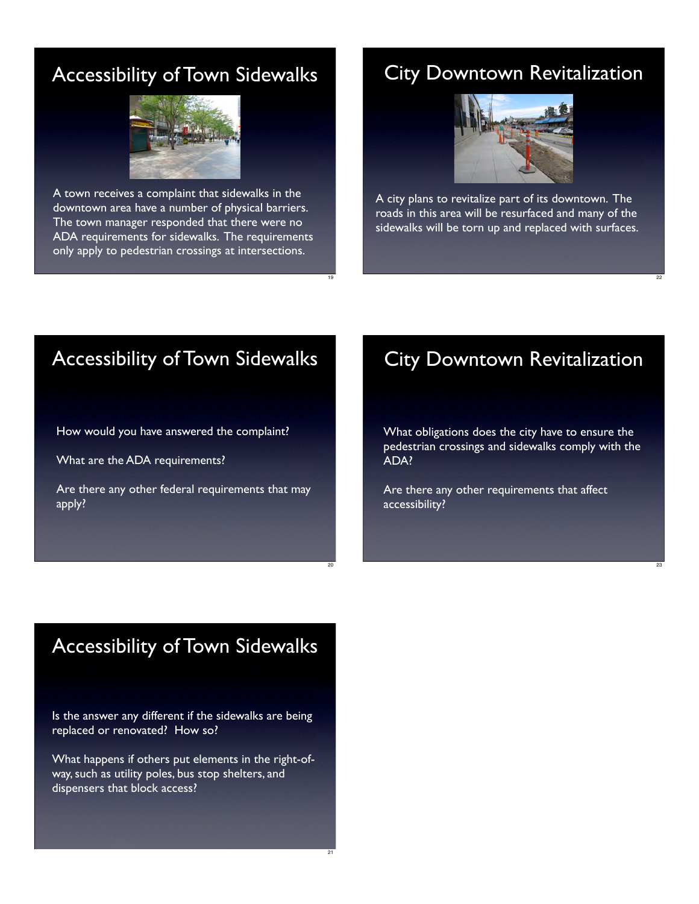## Accessibility of Town Sidewalks

A town receives a complaint that sidewalks in the downtown area have a number of physical barriers. The town manager responded that there were no ADA requirements for sidewalks. The requirements only apply to pedestrian crossings at intersections.

## Accessibility of Town Sidewalks

How would you have answered the complaint?

What are the ADA requirements?

Are there any other federal requirements that may apply?

## Accessibility of Town Sidewalks

Is the answer any different if the sidewalks are being replaced or renovated? How so?

What happens if others put elements in the right-of-way, such as utility poles, bus stop shelters, and dispensers that block access?

## City Downtown Revitalization

A city plans to revitalize part of its downtown. The roads in this area will be resurfaced and many of the sidewalks will be torn up and replaced with surfaces.

## City Downtown Revitalization

What obligations does the city have to ensure the pedestrian crossings and sidewalks comply with the ADA?

Are there any other requirements that affect accessibility?